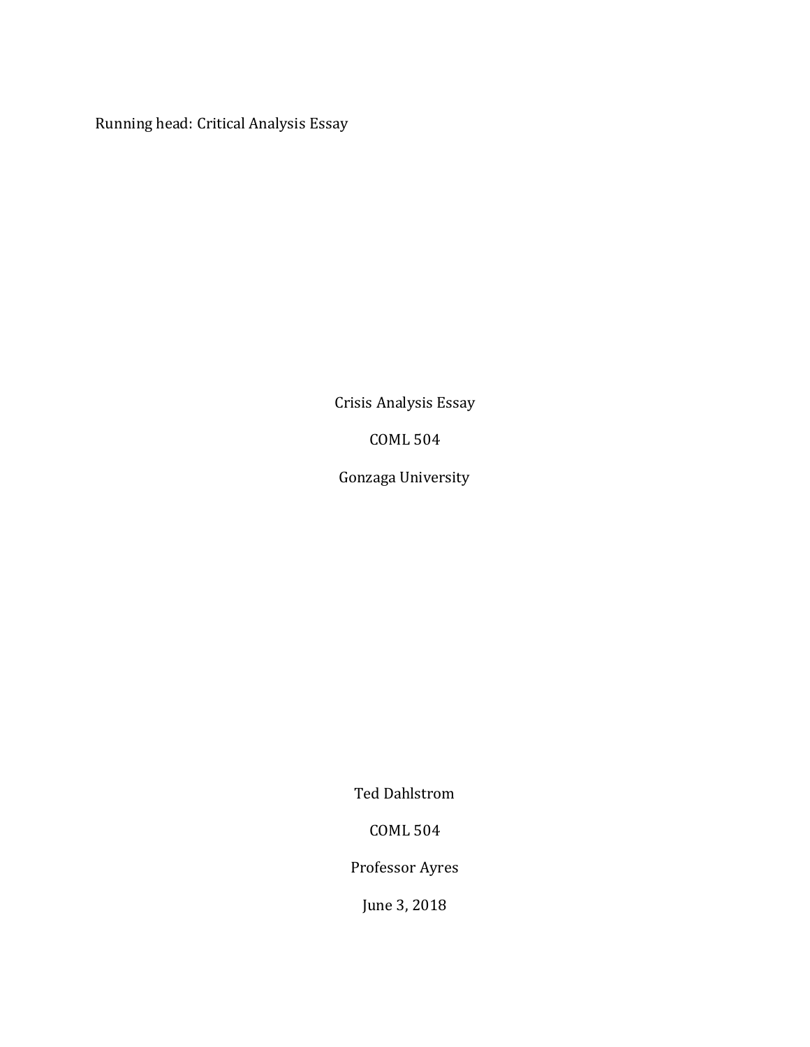Running head: Critical Analysis Essay

Crisis Analysis Essay

COML 504

Gonzaga University

Ted Dahlstrom

COML 504

Professor Ayres

June 3, 2018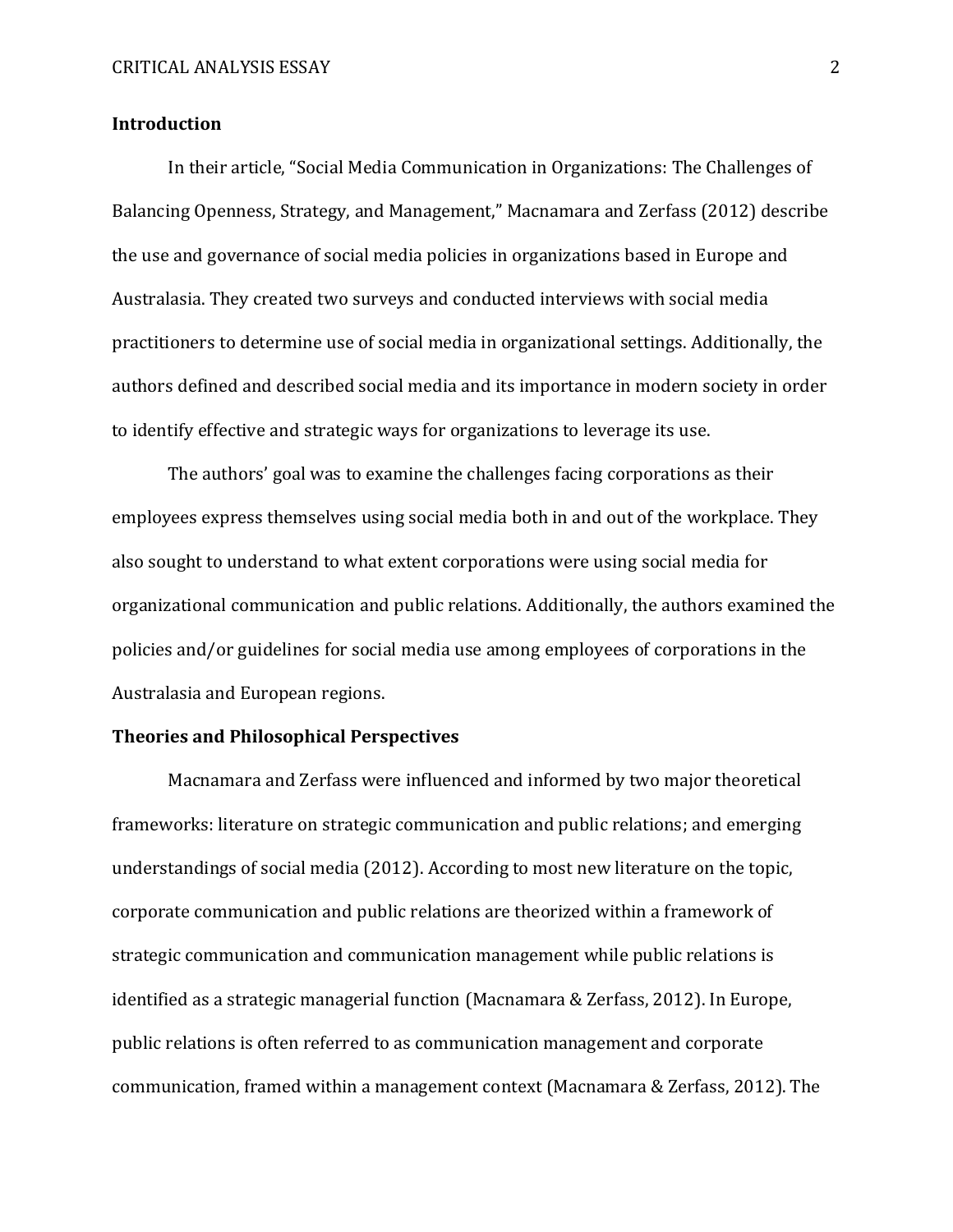## Introduction

In their article, "Social Media Communication in Organizations: The Challenges of Balancing Openness, Strategy, and Management," Macnamara and Zerfass (2012) describe the use and governance of social media policies in organizations based in Europe and Australasia. They created two surveys and conducted interviews with social media practitioners to determine use of social media in organizational settings. Additionally, the authors defined and described social media and its importance in modern society in order to identify effective and strategic ways for organizations to leverage its use.

The authors' goal was to examine the challenges facing corporations as their employees express themselves using social media both in and out of the workplace. They also sought to understand to what extent corporations were using social media for organizational communication and public relations. Additionally, the authors examined the policies and/or guidelines for social media use among employees of corporations in the Australasia and European regions.

## Theories and Philosophical Perspectives

Macnamara and Zerfass were influenced and informed by two major theoretical frameworks: literature on strategic communication and public relations; and emerging understandings of social media (2012). According to most new literature on the topic, corporate communication and public relations are theorized within a framework of strategic communication and communication management while public relations is identified as a strategic managerial function (Macnamara & Zerfass, 2012). In Europe, public relations is often referred to as communication management and corporate communication, framed within a management context (Macnamara & Zerfass, 2012). The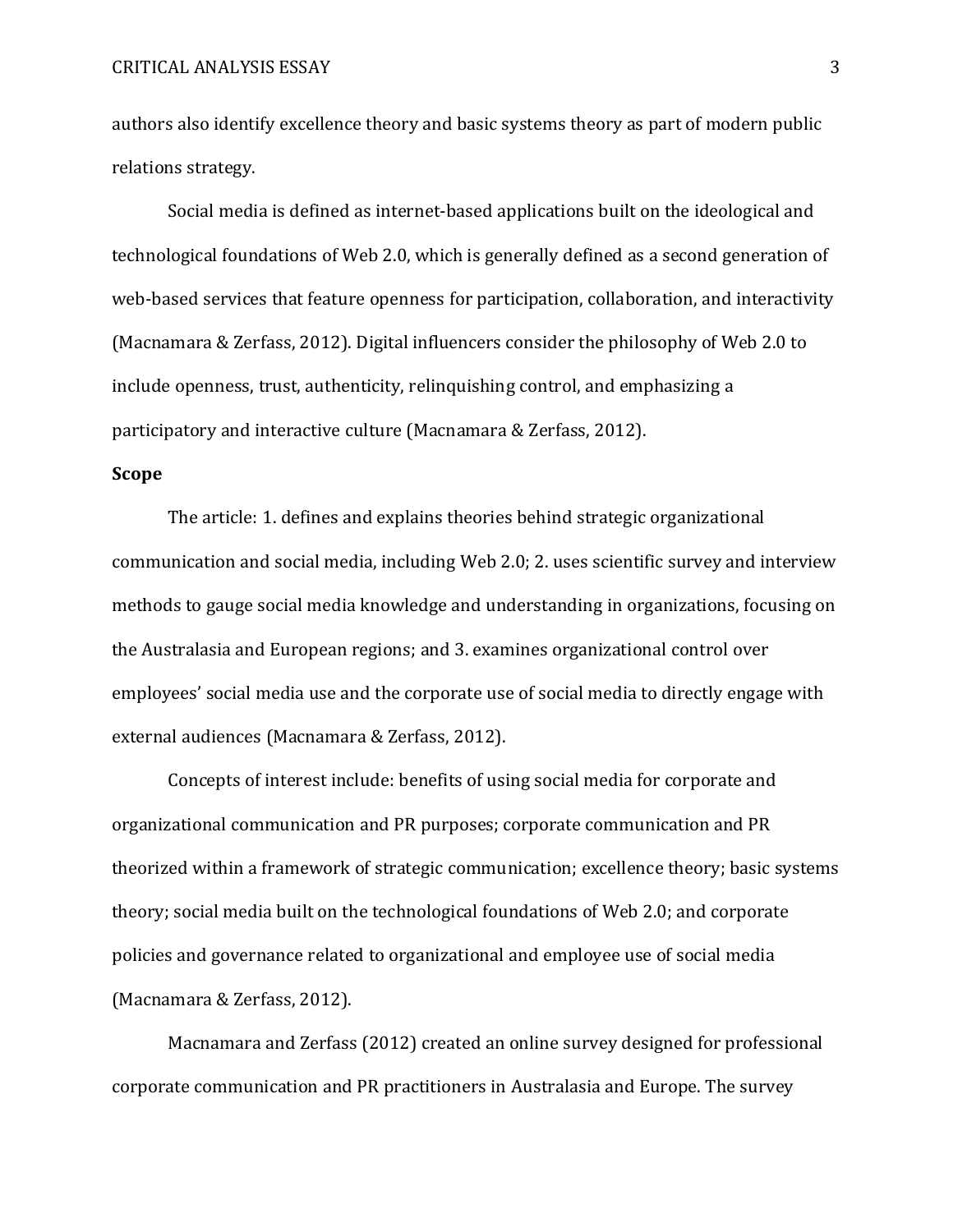authors also identify excellence theory and basic systems theory as part of modern public relations strategy.

Social media is defined as internet-based applications built on the ideological and technological foundations of Web 2.0, which is generally defined as a second generation of web-based services that feature openness for participation, collaboration, and interactivity (Macnamara & Zerfass, 2012). Digital influencers consider the philosophy of Web 2.0 to include openness, trust, authenticity, relinquishing control, and emphasizing a participatory and interactive culture (Macnamara & Zerfass, 2012).

**Scope**

The article: 1. defines and explains theories behind strategic organizational communication and social media, including Web 2.0; 2. uses scientific survey and interview methods to gauge social media knowledge and understanding in organizations, focusing on the Australasia and European regions; and 3. examines organizational control over employees' social media use and the corporate use of social media to directly engage with external audiences (Macnamara & Zerfass, 2012).

Concepts of interest include: benefits of using social media for corporate and organizational communication and PR purposes; corporate communication and PR theorized within a framework of strategic communication; excellence theory; basic systems theory; social media built on the technological foundations of Web 2.0; and corporate policies and governance related to organizational and employee use of social media (Macnamara & Zerfass, 2012).

Macnamara and Zerfass (2012) created an online survey designed for professional corporate communication and PR practitioners in Australasia and Europe. The survey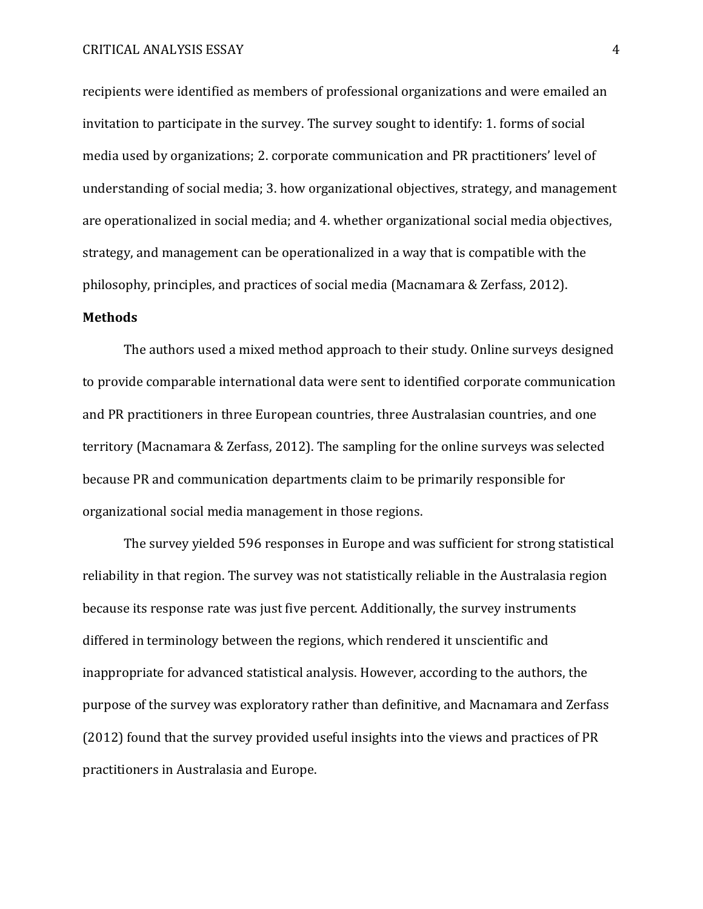recipients were identified as members of professional organizations and were emailed an invitation to participate in the survey. The survey sought to identify: 1. forms of social media used by organizations; 2. corporate communication and PR practitioners' level of understanding of social media; 3. how organizational objectives, strategy, and management are operationalized in social media; and 4. whether organizational social media objectives, strategy, and management can be operationalized in a way that is compatible with the philosophy, principles, and practices of social media (Macnamara & Zerfass, 2012).

**Methods**

The authors used a mixed method approach to their study. Online surveys designed to provide comparable international data were sent to identified corporate communication and PR practitioners in three European countries, three Australasian countries, and one territory (Macnamara & Zerfass, 2012). The sampling for the online surveys was selected because PR and communication departments claim to be primarily responsible for organizational social media management in those regions.

The survey yielded 596 responses in Europe and was sufficient for strong statistical reliability in that region. The survey was not statistically reliable in the Australasia region because its response rate was just five percent. Additionally, the survey instruments differed in terminology between the regions, which rendered it unscientific and inappropriate for advanced statistical analysis. However, according to the authors, the purpose of the survey was exploratory rather than definitive, and Macnamara and Zerfass (2012) found that the survey provided useful insights into the views and practices of PR practitioners in Australasia and Europe.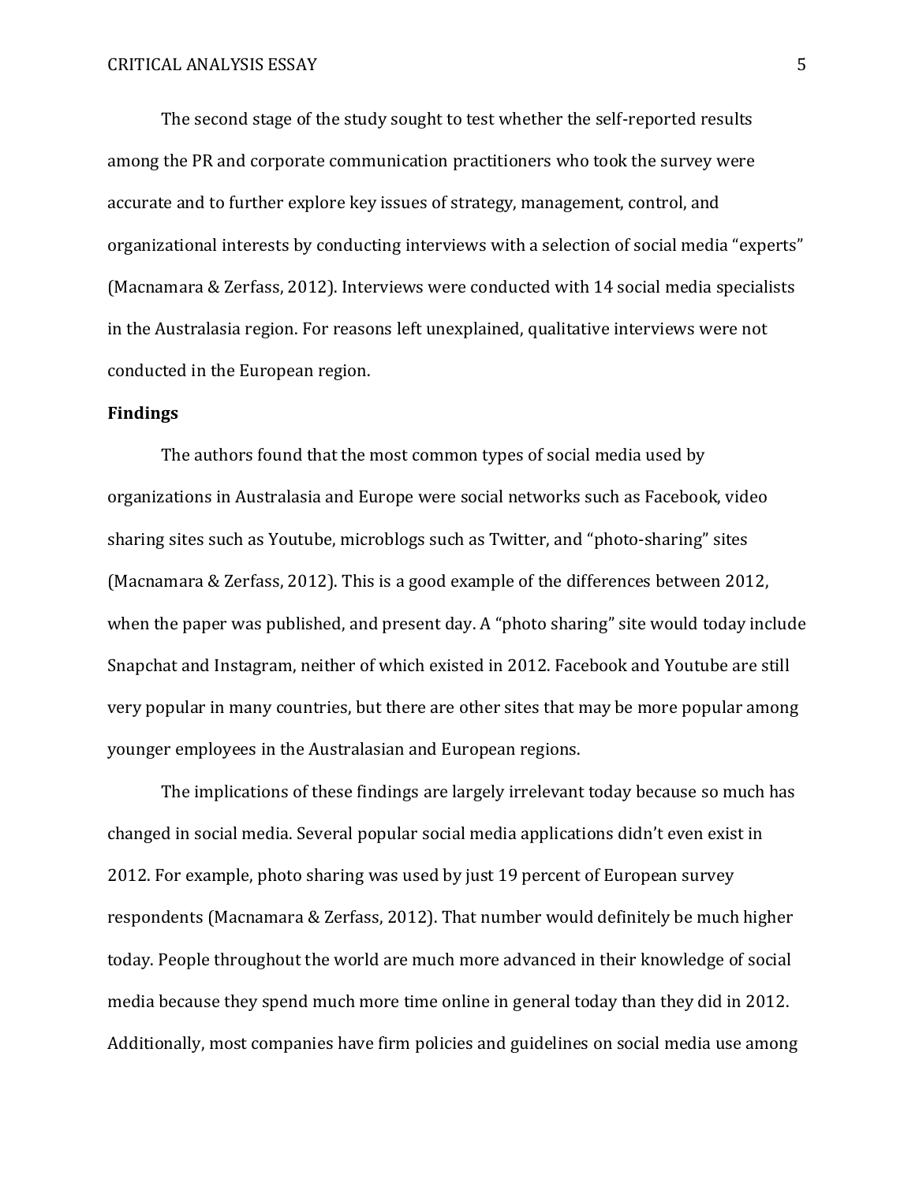The second stage of the study sought to test whether the self-reported results among the PR and corporate communication practitioners who took the survey were accurate and to further explore key issues of strategy, management, control, and organizational interests by conducting interviews with a selection of social media "experts" (Macnamara & Zerfass, 2012). Interviews were conducted with 14 social media specialists in the Australasia region. For reasons left unexplained, qualitative interviews were not conducted in the European region.

**Findings**

The authors found that the most common types of social media used by organizations in Australasia and Europe were social networks such as Facebook, video sharing sites such as Youtube, microblogs such as Twitter, and "photo-sharing" sites (Macnamara & Zerfass, 2012). This is a good example of the differences between 2012, when the paper was published, and present day. A "photo sharing" site would today include Snapchat and Instagram, neither of which existed in 2012. Facebook and Youtube are still very popular in many countries, but there are other sites that may be more popular among younger employees in the Australasian and European regions.

The implications of these findings are largely irrelevant today because so much has changed in social media. Several popular social media applications didn't even exist in 2012. For example, photo sharing was used by just 19 percent of European survey respondents (Macnamara & Zerfass, 2012). That number would definitely be much higher today. People throughout the world are much more advanced in their knowledge of social media because they spend much more time online in general today than they did in 2012. Additionally, most companies have firm policies and guidelines on social media use among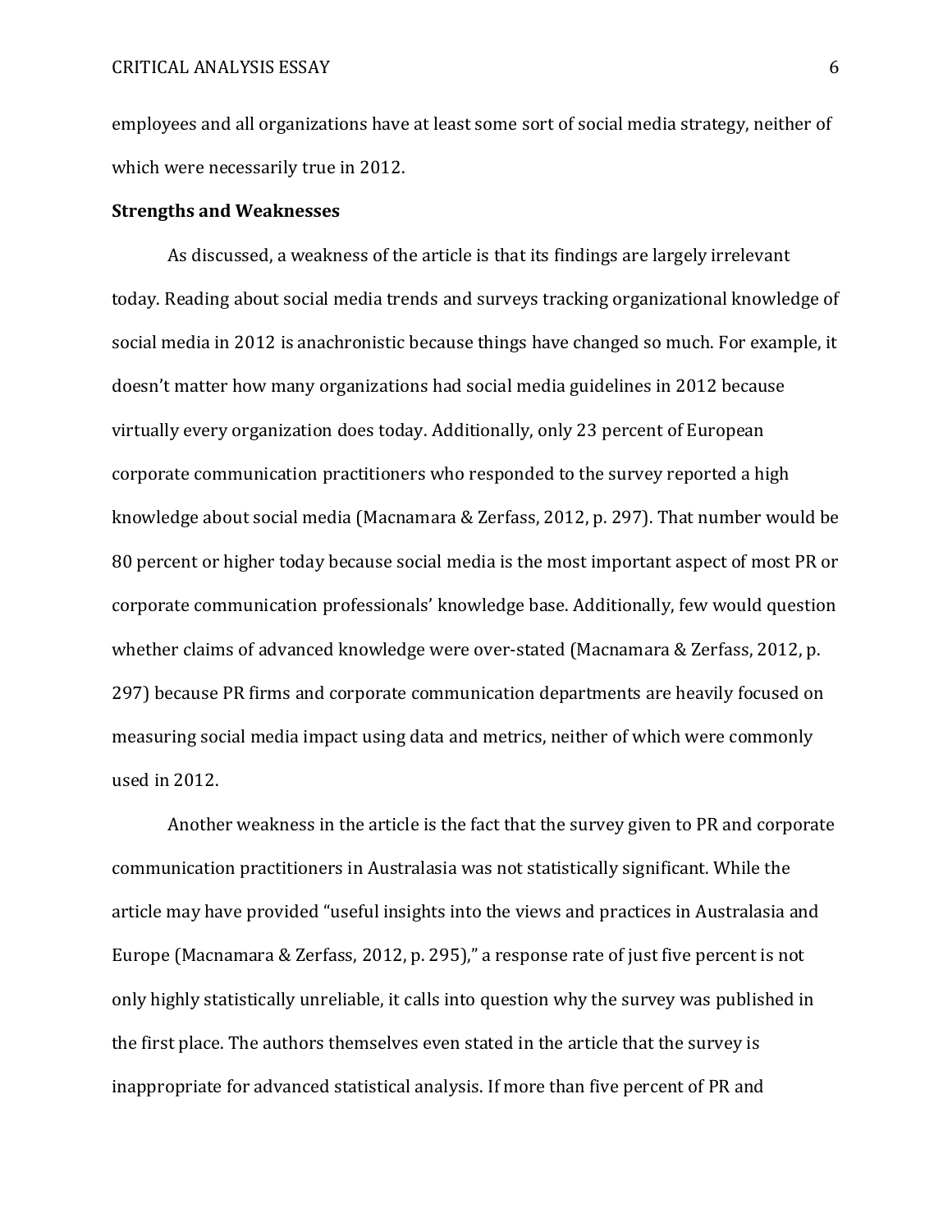employees and all organizations have at least some sort of social media strategy, neither of which were necessarily true in 2012.

**Strengths and Weaknesses**

As discussed, a weakness of the article is that its findings are largely irrelevant today. Reading about social media trends and surveys tracking organizational knowledge of social media in 2012 is anachronistic because things have changed so much. For example, it doesn't matter how many organizations had social media guidelines in 2012 because virtually every organization does today. Additionally, only 23 percent of European corporate communication practitioners who responded to the survey reported a high knowledge about social media (Macnamara & Zerfass, 2012, p. 297). That number would be 80 percent or higher today because social media is the most important aspect of most PR or corporate communication professionals' knowledge base. Additionally, few would question whether claims of advanced knowledge were over-stated (Macnamara & Zerfass, 2012, p. 297) because PR firms and corporate communication departments are heavily focused on measuring social media impact using data and metrics, neither of which were commonly used in 2012.

Another weakness in the article is the fact that the survey given to PR and corporate communication practitioners in Australasia was not statistically significant. While the article may have provided "useful insights into the views and practices in Australasia and Europe (Macnamara & Zerfass, 2012, p. 295)," a response rate of just five percent is not only highly statistically unreliable, it calls into question why the survey was published in the first place. The authors themselves even stated in the article that the survey is inappropriate for advanced statistical analysis. If more than five percent of PR and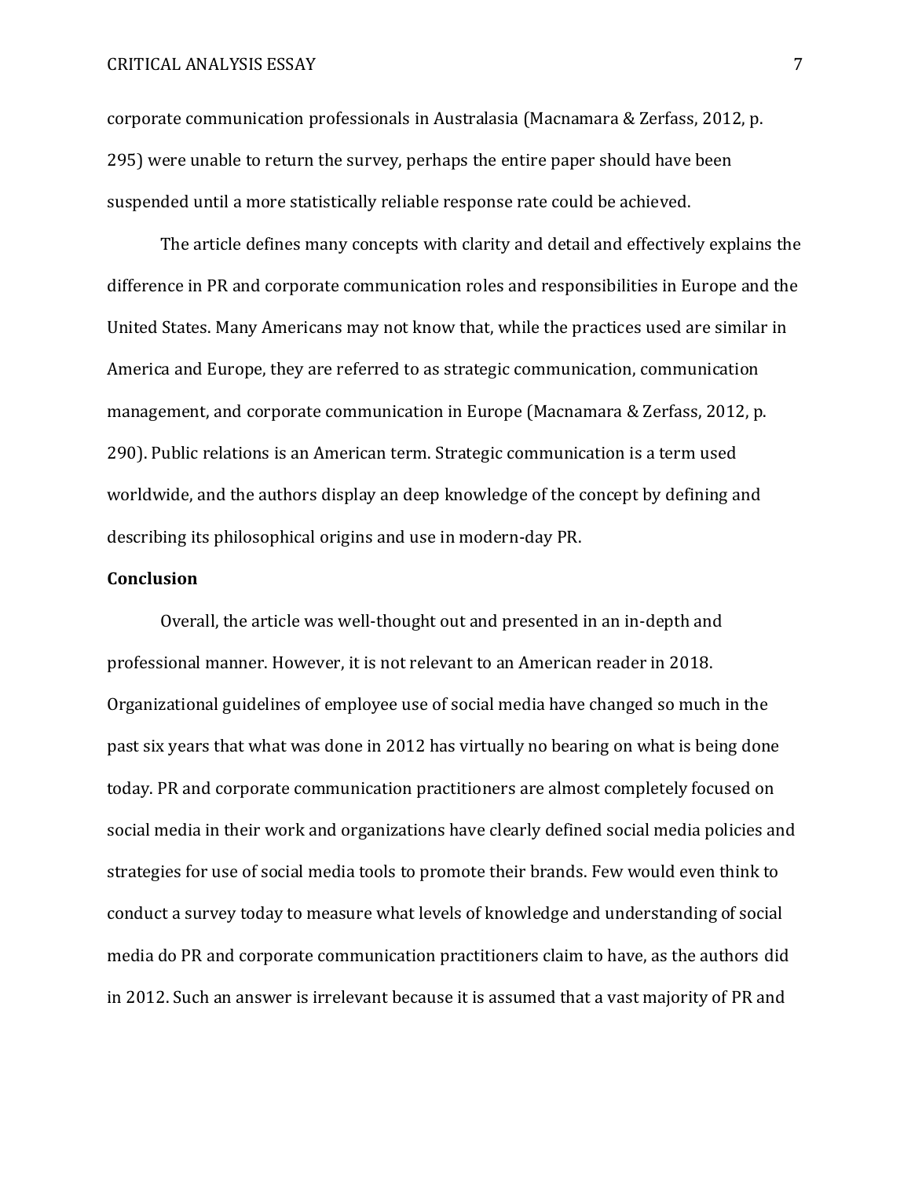corporate communication professionals in Australasia (Macnamara & Zerfass, 2012, p. 295) were unable to return the survey, perhaps the entire paper should have been suspended until a more statistically reliable response rate could be achieved.

The article defines many concepts with clarity and detail and effectively explains the difference in PR and corporate communication roles and responsibilities in Europe and the United States. Many Americans may not know that, while the practices used are similar in America and Europe, they are referred to as strategic communication, communication management, and corporate communication in Europe (Macnamara & Zerfass, 2012, p. 290). Public relations is an American term. Strategic communication is a term used worldwide, and the authors display an deep knowledge of the concept by defining and describing its philosophical origins and use in modern-day PR.

**Conclusion**

Overall, the article was well-thought out and presented in an in-depth and professional manner. However, it is not relevant to an American reader in 2018. Organizational guidelines of employee use of social media have changed so much in the past six years that what was done in 2012 has virtually no bearing on what is being done today. PR and corporate communication practitioners are almost completely focused on social media in their work and organizations have clearly defined social media policies and strategies for use of social media tools to promote their brands. Few would even think to conduct a survey today to measure what levels of knowledge and understanding of social media do PR and corporate communication practitioners claim to have, as the authors did in 2012. Such an answer is irrelevant because it is assumed that a vast majority of PR and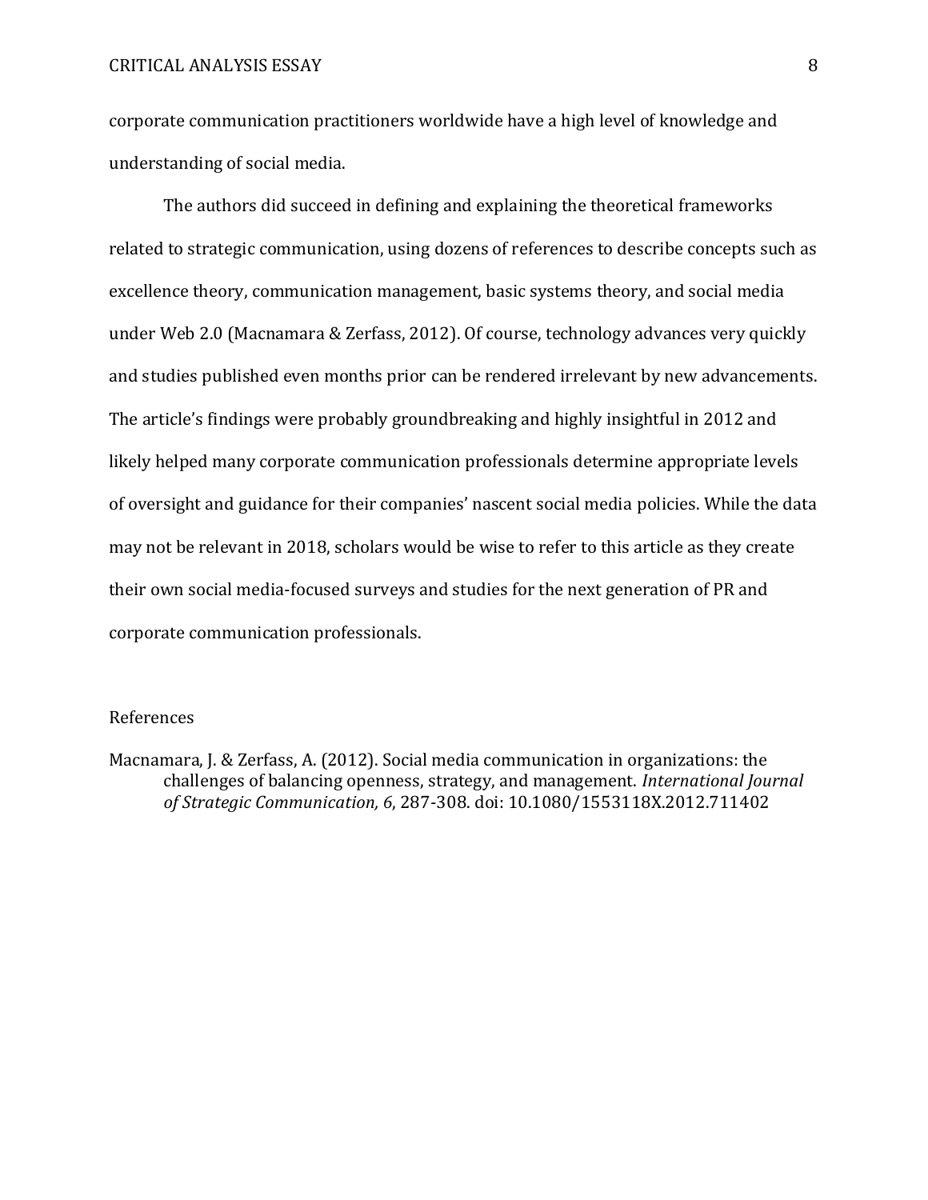corporate communication practitioners worldwide have a high level of knowledge and understanding of social media.

The authors did succeed in defining and explaining the theoretical frameworks related to strategic communication, using dozens of references to describe concepts such as excellence theory, communication management, basic systems theory, and social media under Web 2.0 (Macnamara & Zerfass, 2012). Of course, technology advances very quickly and studies published even months prior can be rendered irrelevant by new advancements. The article's findings were probably groundbreaking and highly insightful in 2012 and likely helped many corporate communication professionals determine appropriate levels of oversight and guidance for their companies' nascent social media policies. While the data may not be relevant in 2018, scholars would be wise to refer to this article as they create their own social media-focused surveys and studies for the next generation of PR and corporate communication professionals.

## References

Macnamara, J. & Zerfass, A. (2012). Social media communication in organizations: the challenges of balancing openness, strategy, and management. *International Journal of Strategic Communication, 6*, 287-308. doi: 10.1080/1553118X.2012.711402